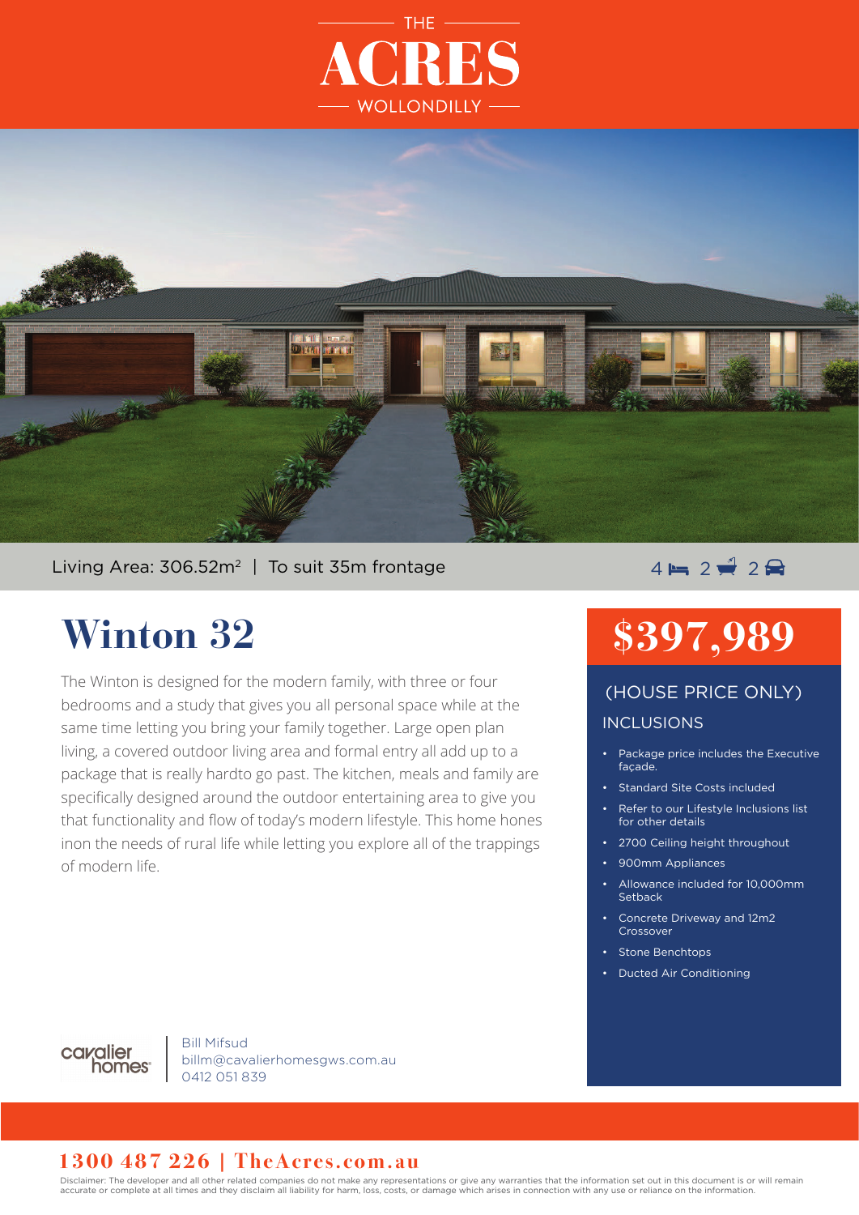THE

# ACRES

WOLLONDILLY

Living Area: 306.52m$^2$ | To suit 35m frontage

4 bed 2 bath 2 car

# Winton 32

The Winton is designed for the modern family, with three or four bedrooms and a study that gives you all personal space while at the same time letting you bring your family together. Large open plan living, a covered outdoor living area and formal entry all add up to a package that is really hardto go past. The kitchen, meals and family are specifically designed around the outdoor entertaining area to give you that functionality and flow of today's modern lifestyle. This home hones inon the needs of rural life while letting you explore all of the trappings of modern life.

## $397,989

(HOUSE PRICE ONLY)

### INCLUSIONS

- Package price includes the Executive façade.
- Standard Site Costs included
- Refer to our Lifestyle Inclusions list for other details
- 2700 Ceiling height throughout
- 900mm Appliances
- Allowance included for 10,000mm Setback
- Concrete Driveway and 12m2 Crossover
- Stone Benchtops
- Ducted Air Conditioning

cavalier homes

Bill Mifsud
billm@cavalierhomesgws.com.au
0412 051 839

**1300 487 226 | TheAcres.com.au**

Disclaimer: The developer and all other related companies do not make any representations or give any warranties that the information set out in this document is or will remain accurate or complete at all times and they disclaim all liability for harm, loss, costs, or damage which arises in connection with any use or reliance on the information.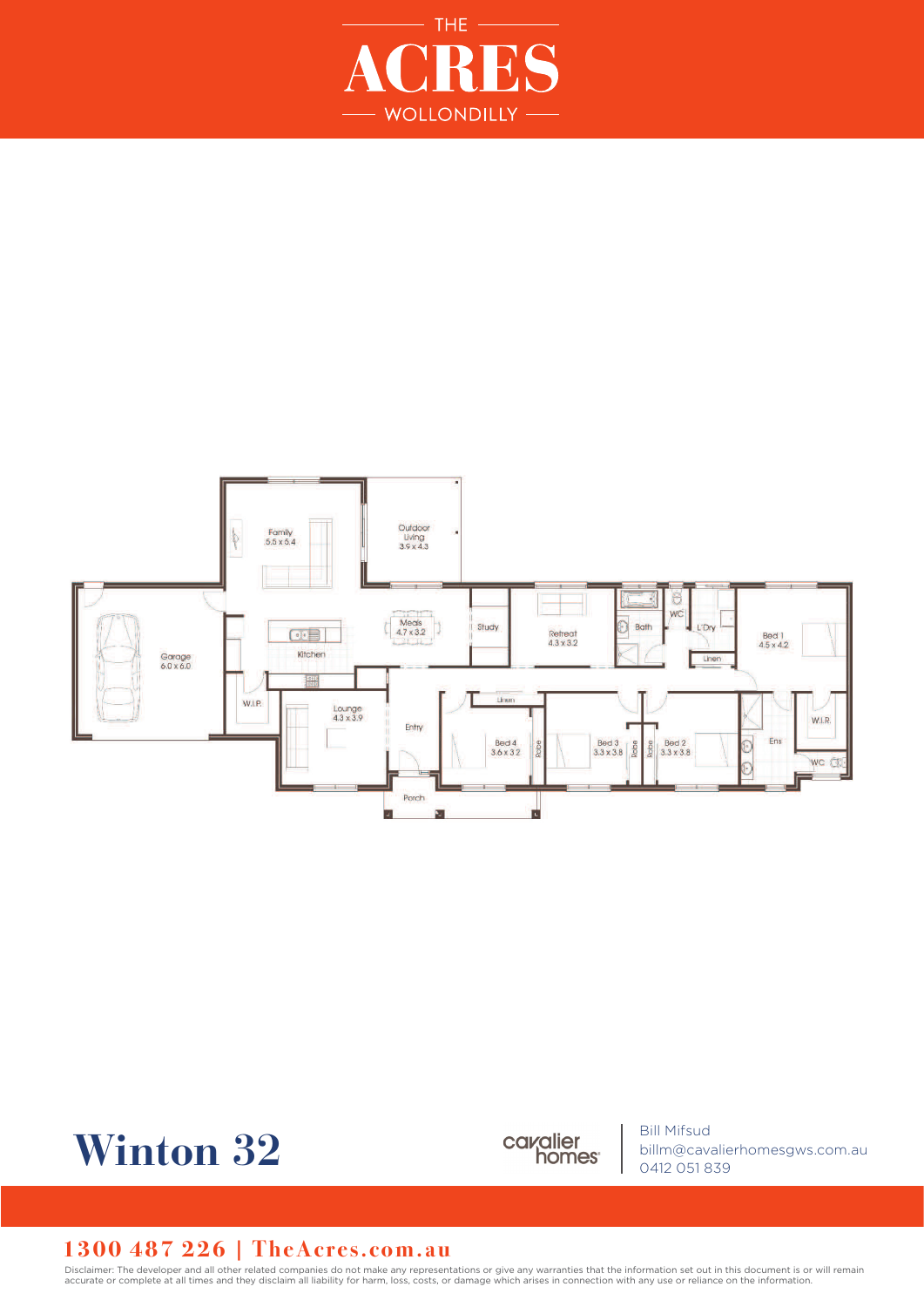THE

# ACRES

WOLLONDILLY

Family
5.5 x 5.4

Outdoor
Living
3.9 x 4.3

Garage
6.0 x 6.0

Meals
4.7 x 3.2

Kitchen

Study

Retreat
4.3 x 3.2

Bath

WC

L'Dry

Linen

Bed 1
4.5 x 4.2

W.I.P.

Lounge
4.3 x 3.9

Entry

Linen

Bed 4
3.6 x 3.2

Robe

Bed 3
3.3 x 3.8

Robe

Robe

Bed 2
3.3 x 3.8

Ens

W.I.R.

WC

Porch

# Winton 32

cavalier homes

Bill Mifsud
billm@cavalierhomesgws.com.au
0412 051 839

**1300 487 226 | TheAcres.com.au**

Disclaimer: The developer and all other related companies do not make any representations or give any warranties that the information set out in this document is or will remain accurate or complete at all times and they disclaim all liability for harm, loss, costs, or damage which arises in connection with any use or reliance on the information.